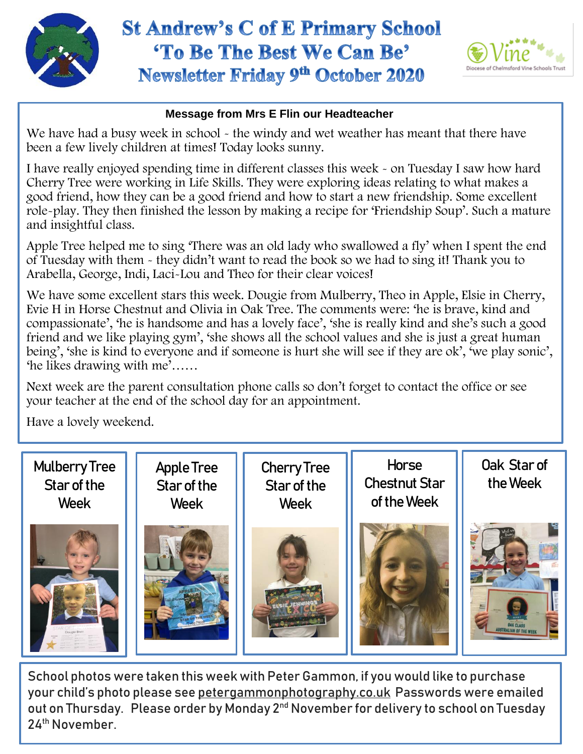# St Andrew's C of E Primary School

## 'To Be The Best We Can Be'

## Newsletter Friday 9th October 2020

### Message from Mrs E Flin our Headteacher

We have had a busy week in school - the windy and wet weather has meant that there have been a few lively children at times! Today looks sunny.

I have really enjoyed spending time in different classes this week - on Tuesday I saw how hard Cherry Tree were working in Life Skills. They were exploring ideas relating to what makes a good friend, how they can be a good friend and how to start a new friendship. Some excellent role-play. They then finished the lesson by making a recipe for 'Friendship Soup'. Such a mature and insightful class.

Apple Tree helped me to sing 'There was an old lady who swallowed a fly' when I spent the end of Tuesday with them - they didn't want to read the book so we had to sing it! Thank you to Arabella, George, Indi, Laci-Lou and Theo for their clear voices!

We have some excellent stars this week. Dougie from Mulberry, Theo in Apple, Elsie in Cherry, Evie H in Horse Chestnut and Olivia in Oak Tree. The comments were: 'he is brave, kind and compassionate', 'he is handsome and has a lovely face', 'she is really kind and she's such a good friend and we like playing gym', 'she shows all the school values and she is just a great human being', 'she is kind to everyone and if someone is hurt she will see if they are ok', 'we play sonic', 'he likes drawing with me'……

Next week are the parent consultation phone calls so don't forget to contact the office or see your teacher at the end of the school day for an appointment.

Have a lovely weekend.

Mulberry Tree Star of the Week

Apple Tree Star of the Week

Cherry Tree Star of the Week

Horse Chestnut Star of the Week

Oak Star of the Week

School photos were taken this week with Peter Gammon, if you would like to purchase your child's photo please see petergammonphotography.co.uk Passwords were emailed out on Thursday. Please order by Monday 2nd November for delivery to school on Tuesday 24th November.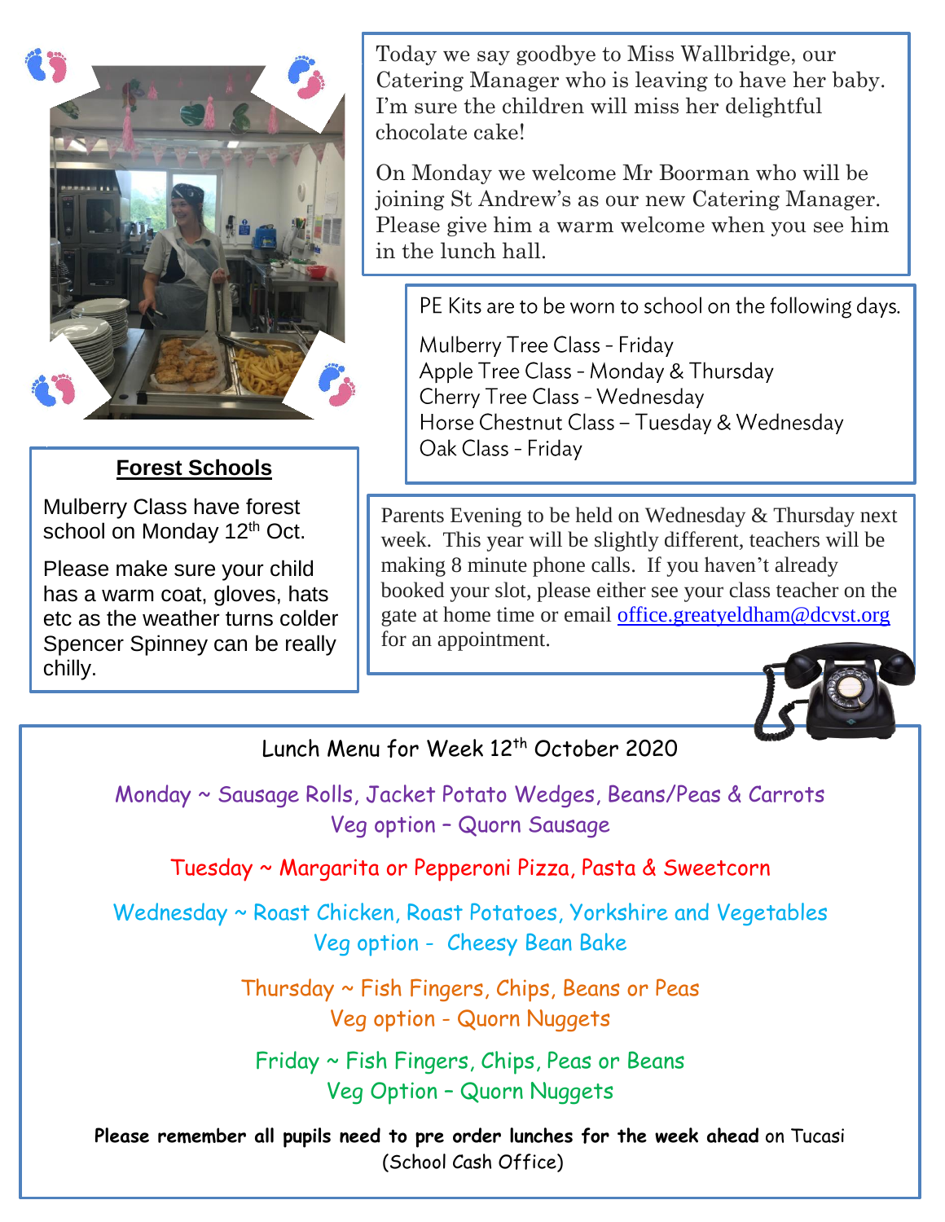Today we say goodbye to Miss Wallbridge, our Catering Manager who is leaving to have her baby. I'm sure the children will miss her delightful chocolate cake!

On Monday we welcome Mr Boorman who will be joining St Andrew's as our new Catering Manager. Please give him a warm welcome when you see him in the lunch hall.

PE Kits are to be worn to school on the following days.

Mulberry Tree Class - Friday
Apple Tree Class - Monday & Thursday
Cherry Tree Class - Wednesday
Horse Chestnut Class – Tuesday & Wednesday
Oak Class - Friday

## Forest Schools

Mulberry Class have forest school on Monday 12th Oct.

Please make sure your child has a warm coat, gloves, hats etc as the weather turns colder Spencer Spinney can be really chilly.

Parents Evening to be held on Wednesday & Thursday next week. This year will be slightly different, teachers will be making 8 minute phone calls. If you haven't already booked your slot, please either see your class teacher on the gate at home time or email office.greatyeldham@dcvst.org for an appointment.

## Lunch Menu for Week 12th October 2020

Monday ~ Sausage Rolls, Jacket Potato Wedges, Beans/Peas & Carrots
Veg option – Quorn Sausage

Tuesday ~ Margarita or Pepperoni Pizza, Pasta & Sweetcorn

Wednesday ~ Roast Chicken, Roast Potatoes, Yorkshire and Vegetables
Veg option - Cheesy Bean Bake

Thursday ~ Fish Fingers, Chips, Beans or Peas
Veg option - Quorn Nuggets

Friday ~ Fish Fingers, Chips, Peas or Beans
Veg Option – Quorn Nuggets

**Please remember all pupils need to pre order lunches for the week ahead** on Tucasi (School Cash Office)